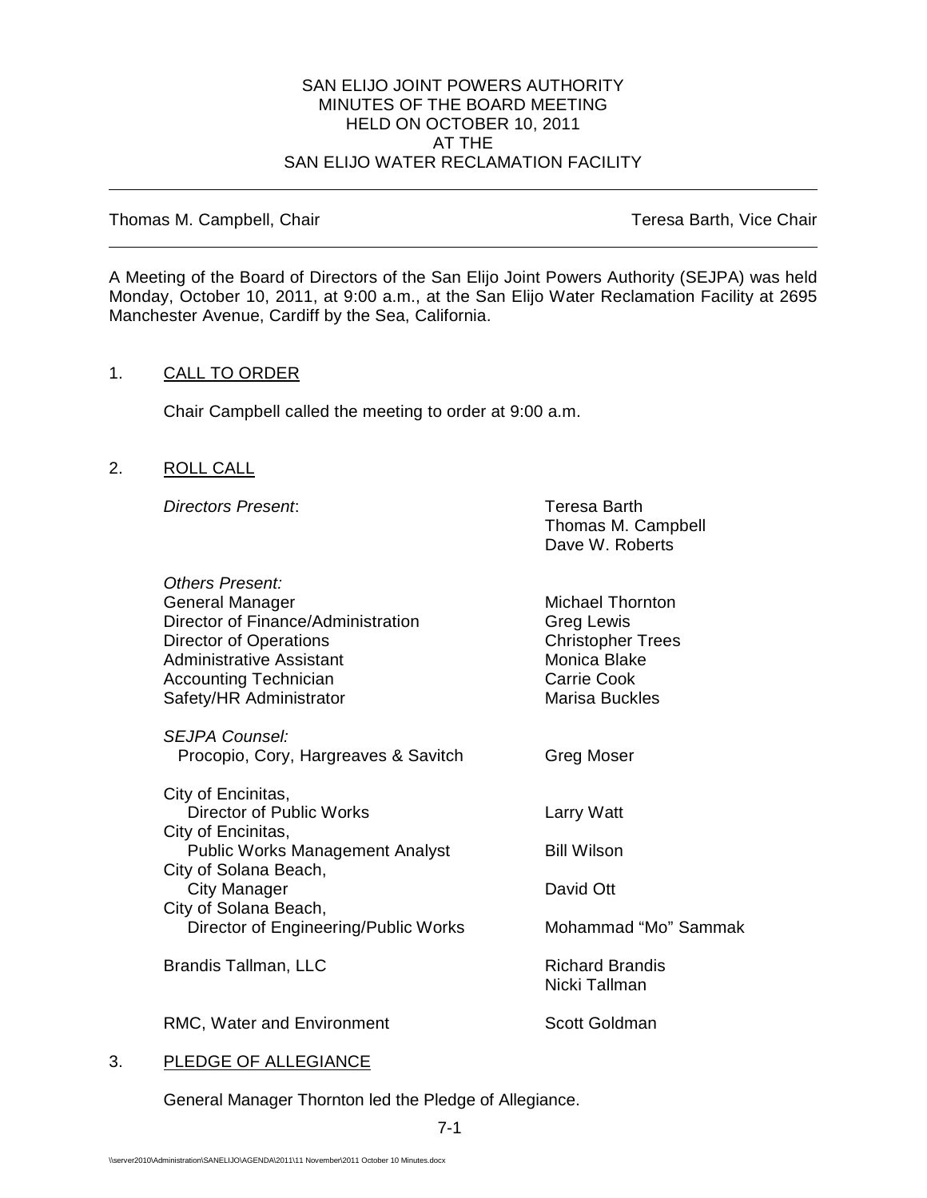SAN ELIJO JOINT POWERS AUTHORITY
MINUTES OF THE BOARD MEETING
HELD ON OCTOBER 10, 2011
AT THE
SAN ELIJO WATER RECLAMATION FACILITY

---

Thomas M. Campbell, Chair — Teresa Barth, Vice Chair

---

A Meeting of the Board of Directors of the San Elijo Joint Powers Authority (SEJPA) was held Monday, October 10, 2011, at 9:00 a.m., at the San Elijo Water Reclamation Facility at 2695 Manchester Avenue, Cardiff by the Sea, California.

1. CALL TO ORDER

   Chair Campbell called the meeting to order at 9:00 a.m.

2. ROLL CALL

| | |
|---|---|
| *Directors Present*: | Teresa Barth<br>Thomas M. Campbell<br>Dave W. Roberts |
| *Others Present:* | |
| General Manager | Michael Thornton |
| Director of Finance/Administration | Greg Lewis |
| Director of Operations | Christopher Trees |
| Administrative Assistant | Monica Blake |
| Accounting Technician | Carrie Cook |
| Safety/HR Administrator | Marisa Buckles |
| *SEJPA Counsel:* | |
| Procopio, Cory, Hargreaves & Savitch | Greg Moser |
| City of Encinitas, Director of Public Works | Larry Watt |
| City of Encinitas, Public Works Management Analyst | Bill Wilson |
| City of Solana Beach, City Manager | David Ott |
| City of Solana Beach, Director of Engineering/Public Works | Mohammad "Mo" Sammak |
| Brandis Tallman, LLC | Richard Brandis<br>Nicki Tallman |
| RMC, Water and Environment | Scott Goldman |

3. PLEDGE OF ALLEGIANCE

   General Manager Thornton led the Pledge of Allegiance.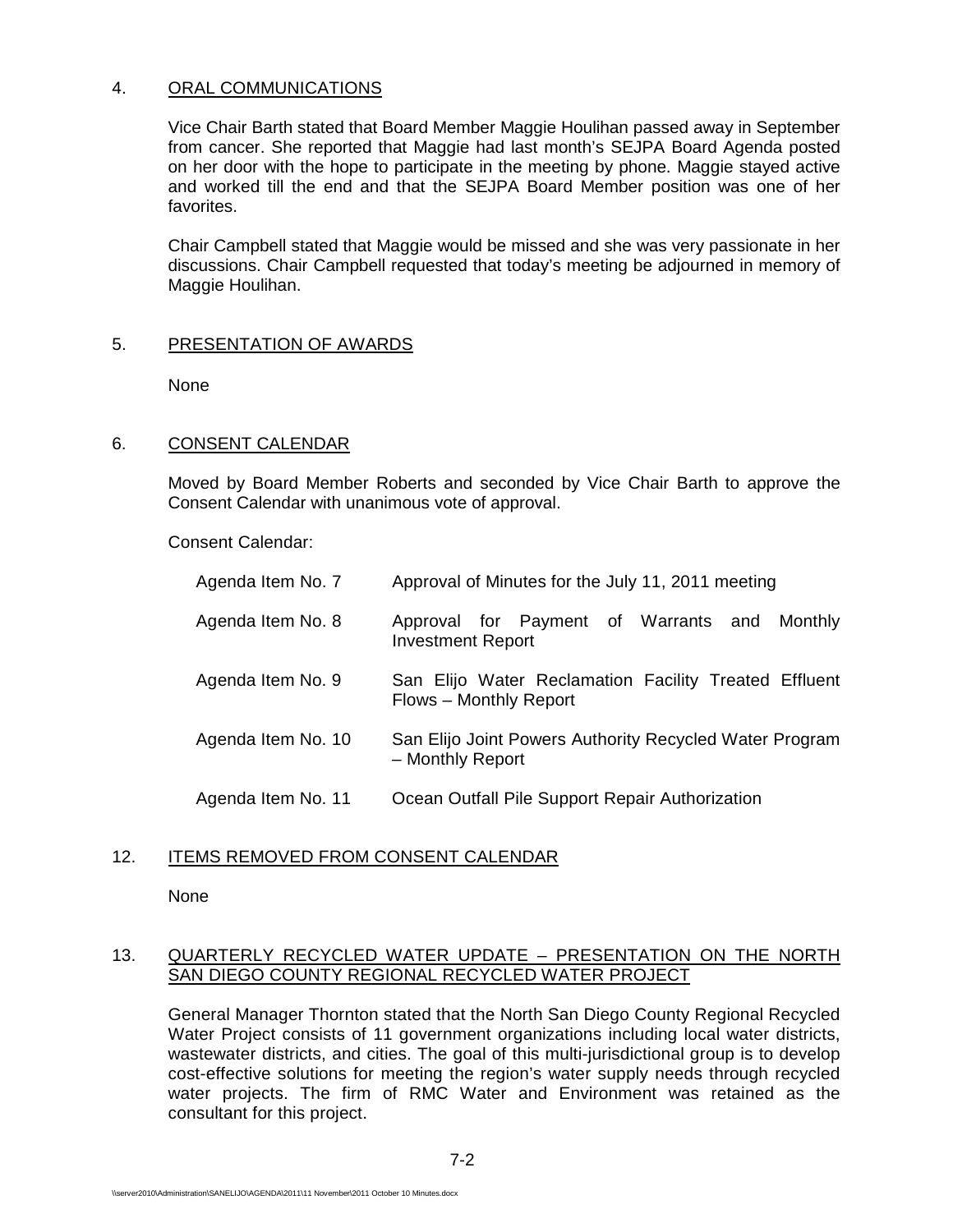## 4. ORAL COMMUNICATIONS

Vice Chair Barth stated that Board Member Maggie Houlihan passed away in September from cancer. She reported that Maggie had last month's SEJPA Board Agenda posted on her door with the hope to participate in the meeting by phone. Maggie stayed active and worked till the end and that the SEJPA Board Member position was one of her favorites.

Chair Campbell stated that Maggie would be missed and she was very passionate in her discussions. Chair Campbell requested that today's meeting be adjourned in memory of Maggie Houlihan.

## 5. PRESENTATION OF AWARDS

None

## 6. CONSENT CALENDAR

Moved by Board Member Roberts and seconded by Vice Chair Barth to approve the Consent Calendar with unanimous vote of approval.

Consent Calendar:

| | |
|---|---|
| Agenda Item No. 7 | Approval of Minutes for the July 11, 2011 meeting |
| Agenda Item No. 8 | Approval for Payment of Warrants and Monthly Investment Report |
| Agenda Item No. 9 | San Elijo Water Reclamation Facility Treated Effluent Flows – Monthly Report |
| Agenda Item No. 10 | San Elijo Joint Powers Authority Recycled Water Program – Monthly Report |
| Agenda Item No. 11 | Ocean Outfall Pile Support Repair Authorization |

## 12. ITEMS REMOVED FROM CONSENT CALENDAR

None

## 13. QUARTERLY RECYCLED WATER UPDATE – PRESENTATION ON THE NORTH SAN DIEGO COUNTY REGIONAL RECYCLED WATER PROJECT

General Manager Thornton stated that the North San Diego County Regional Recycled Water Project consists of 11 government organizations including local water districts, wastewater districts, and cities. The goal of this multi-jurisdictional group is to develop cost-effective solutions for meeting the region's water supply needs through recycled water projects. The firm of RMC Water and Environment was retained as the consultant for this project.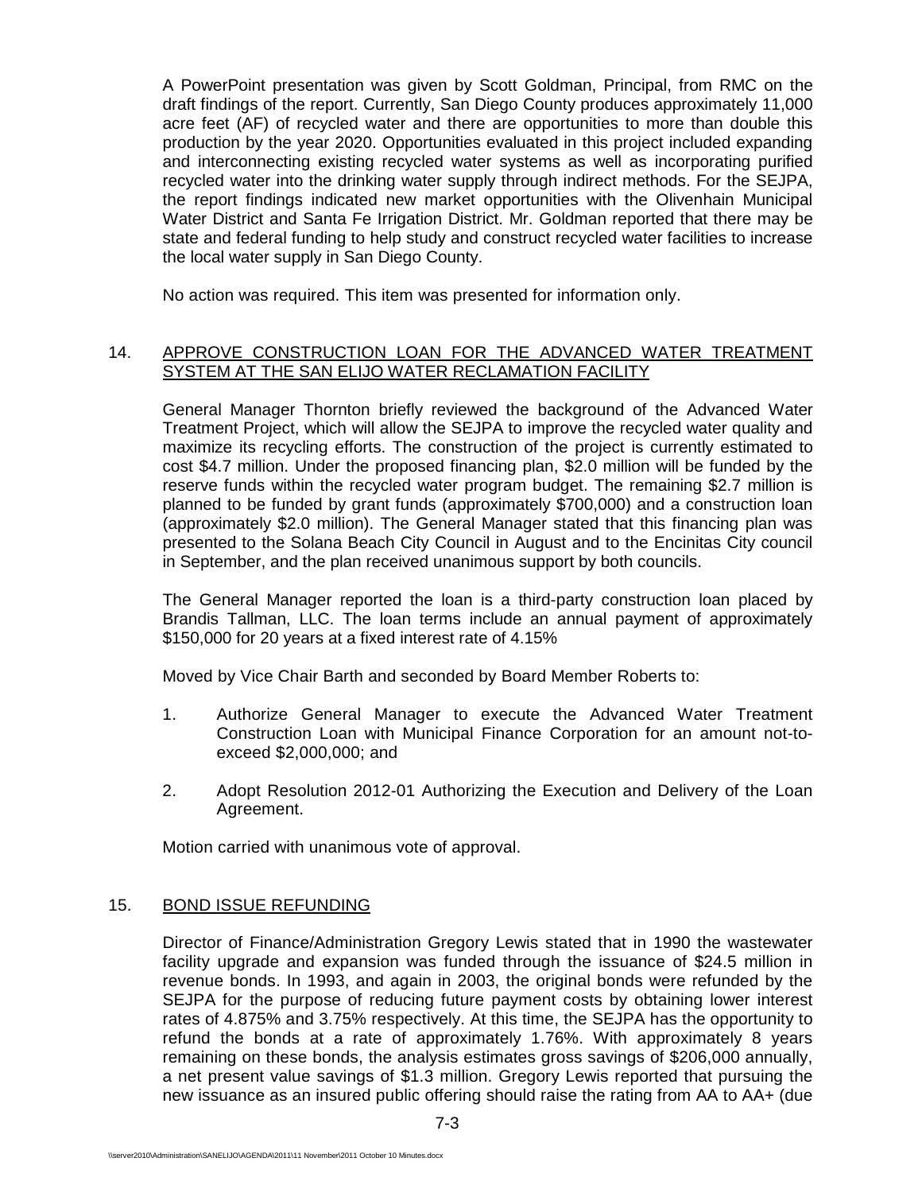A PowerPoint presentation was given by Scott Goldman, Principal, from RMC on the draft findings of the report. Currently, San Diego County produces approximately 11,000 acre feet (AF) of recycled water and there are opportunities to more than double this production by the year 2020. Opportunities evaluated in this project included expanding and interconnecting existing recycled water systems as well as incorporating purified recycled water into the drinking water supply through indirect methods. For the SEJPA, the report findings indicated new market opportunities with the Olivenhain Municipal Water District and Santa Fe Irrigation District. Mr. Goldman reported that there may be state and federal funding to help study and construct recycled water facilities to increase the local water supply in San Diego County.

No action was required. This item was presented for information only.

14. APPROVE CONSTRUCTION LOAN FOR THE ADVANCED WATER TREATMENT SYSTEM AT THE SAN ELIJO WATER RECLAMATION FACILITY

General Manager Thornton briefly reviewed the background of the Advanced Water Treatment Project, which will allow the SEJPA to improve the recycled water quality and maximize its recycling efforts. The construction of the project is currently estimated to cost $4.7 million. Under the proposed financing plan, $2.0 million will be funded by the reserve funds within the recycled water program budget. The remaining $2.7 million is planned to be funded by grant funds (approximately $700,000) and a construction loan (approximately $2.0 million). The General Manager stated that this financing plan was presented to the Solana Beach City Council in August and to the Encinitas City council in September, and the plan received unanimous support by both councils.

The General Manager reported the loan is a third-party construction loan placed by Brandis Tallman, LLC. The loan terms include an annual payment of approximately $150,000 for 20 years at a fixed interest rate of 4.15%

Moved by Vice Chair Barth and seconded by Board Member Roberts to:

1. Authorize General Manager to execute the Advanced Water Treatment Construction Loan with Municipal Finance Corporation for an amount not-to-exceed $2,000,000; and

2. Adopt Resolution 2012-01 Authorizing the Execution and Delivery of the Loan Agreement.

Motion carried with unanimous vote of approval.

15. BOND ISSUE REFUNDING

Director of Finance/Administration Gregory Lewis stated that in 1990 the wastewater facility upgrade and expansion was funded through the issuance of $24.5 million in revenue bonds. In 1993, and again in 2003, the original bonds were refunded by the SEJPA for the purpose of reducing future payment costs by obtaining lower interest rates of 4.875% and 3.75% respectively. At this time, the SEJPA has the opportunity to refund the bonds at a rate of approximately 1.76%. With approximately 8 years remaining on these bonds, the analysis estimates gross savings of $206,000 annually, a net present value savings of $1.3 million. Gregory Lewis reported that pursuing the new issuance as an insured public offering should raise the rating from AA to AA+ (due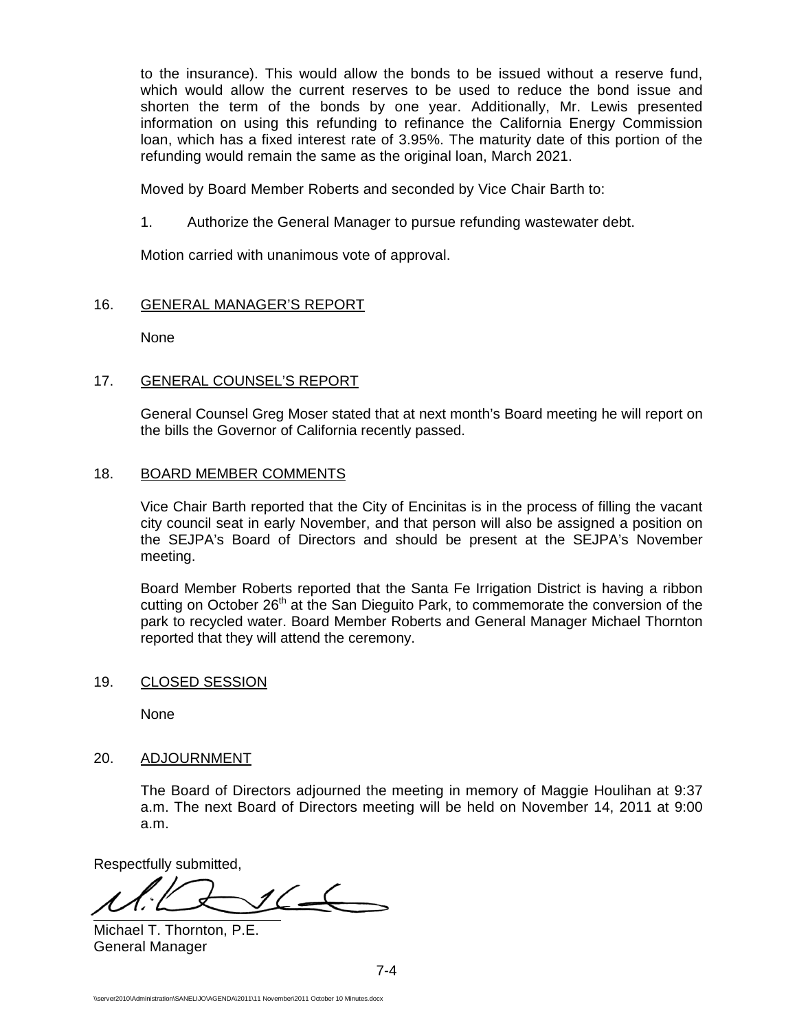to the insurance). This would allow the bonds to be issued without a reserve fund, which would allow the current reserves to be used to reduce the bond issue and shorten the term of the bonds by one year. Additionally, Mr. Lewis presented information on using this refunding to refinance the California Energy Commission loan, which has a fixed interest rate of 3.95%. The maturity date of this portion of the refunding would remain the same as the original loan, March 2021.

Moved by Board Member Roberts and seconded by Vice Chair Barth to:

1. Authorize the General Manager to pursue refunding wastewater debt.

Motion carried with unanimous vote of approval.

## 16. GENERAL MANAGER'S REPORT

None

## 17. GENERAL COUNSEL'S REPORT

General Counsel Greg Moser stated that at next month's Board meeting he will report on the bills the Governor of California recently passed.

## 18. BOARD MEMBER COMMENTS

Vice Chair Barth reported that the City of Encinitas is in the process of filling the vacant city council seat in early November, and that person will also be assigned a position on the SEJPA's Board of Directors and should be present at the SEJPA's November meeting.

Board Member Roberts reported that the Santa Fe Irrigation District is having a ribbon cutting on October 26th at the San Dieguito Park, to commemorate the conversion of the park to recycled water. Board Member Roberts and General Manager Michael Thornton reported that they will attend the ceremony.

## 19. CLOSED SESSION

None

## 20. ADJOURNMENT

The Board of Directors adjourned the meeting in memory of Maggie Houlihan at 9:37 a.m. The next Board of Directors meeting will be held on November 14, 2011 at 9:00 a.m.

Respectfully submitted,

Michael T. Thornton, P.E.
General Manager

7-4

\\server2010\Administration\SANELIJO\AGENDA\2011\11 November\2011 October 10 Minutes.docx